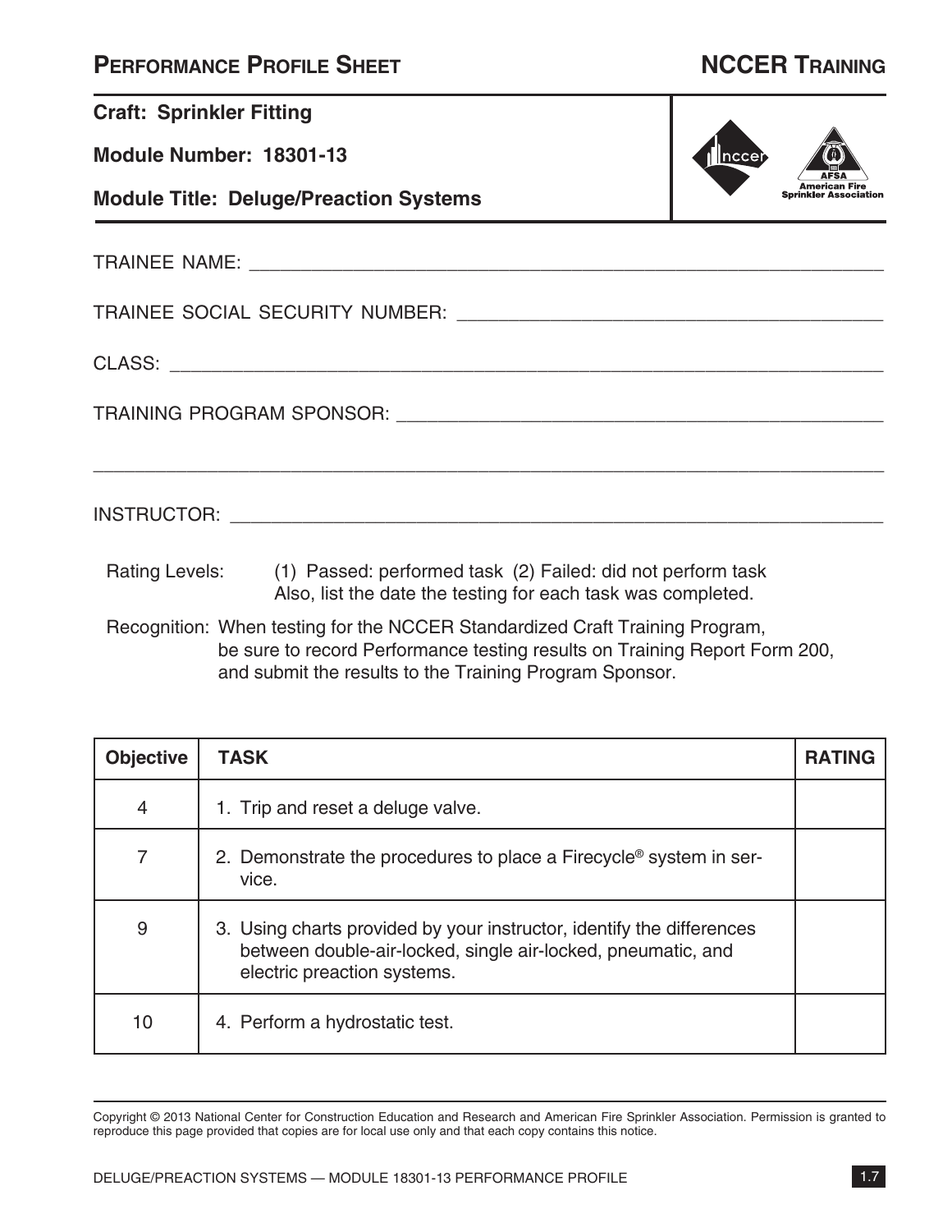# Performance Profile Sheet

## NCCER Training

**Craft: Sprinkler Fitting**

**Module Number: 18301-13**

**Module Title: Deluge/Preaction Systems**

TRAINEE NAME: ______________________________________________

TRAINEE SOCIAL SECURITY NUMBER: ______________________________

CLASS: ______________________________________________

TRAINING PROGRAM SPONSOR: ____________________________________

______________________________________________

INSTRUCTOR: ______________________________________________

Rating Levels: (1) Passed: performed task (2) Failed: did not perform task
Also, list the date the testing for each task was completed.

Recognition: When testing for the NCCER Standardized Craft Training Program, be sure to record Performance testing results on Training Report Form 200, and submit the results to the Training Program Sponsor.

| Objective | TASK | RATING |
|---|---|---|
| 4 | 1. Trip and reset a deluge valve. | |
| 7 | 2. Demonstrate the procedures to place a Firecycle® system in service. | |
| 9 | 3. Using charts provided by your instructor, identify the differences between double-air-locked, single air-locked, pneumatic, and electric preaction systems. | |
| 10 | 4. Perform a hydrostatic test. | |

Copyright © 2013 National Center for Construction Education and Research and American Fire Sprinkler Association. Permission is granted to reproduce this page provided that copies are for local use only and that each copy contains this notice.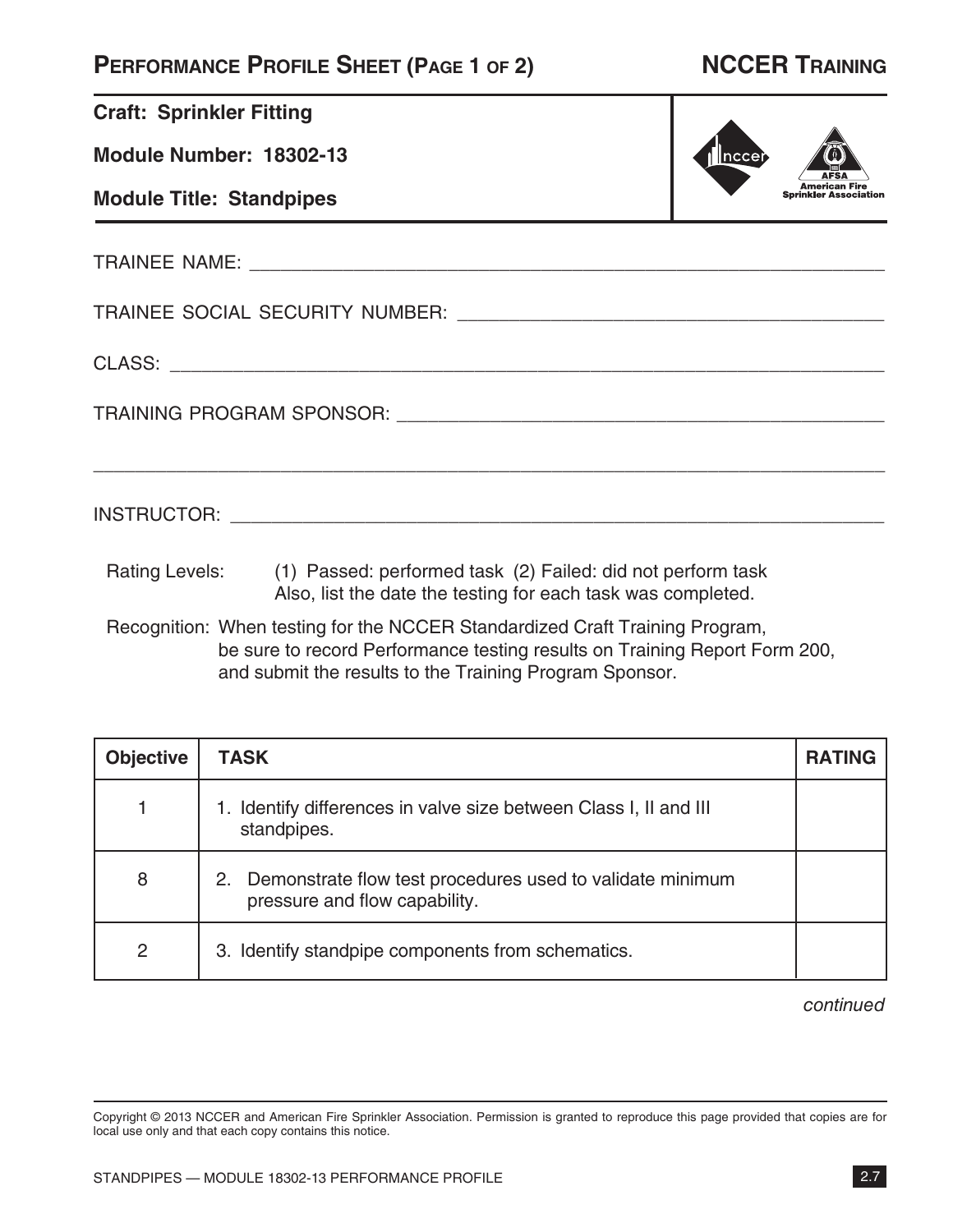# PERFORMANCE PROFILE SHEET (PAGE 1 OF 2)

**NCCER TRAINING**

**Craft: Sprinkler Fitting**

**Module Number: 18302-13**

**Module Title: Standpipes**

TRAINEE NAME: ____________________________________________

TRAINEE SOCIAL SECURITY NUMBER: ____________________________

CLASS: __________________________________________________

TRAINING PROGRAM SPONSOR: _________________________________

__________________________________________________________

INSTRUCTOR: _____________________________________________

Rating Levels: (1) Passed: performed task (2) Failed: did not perform task
Also, list the date the testing for each task was completed.

Recognition: When testing for the NCCER Standardized Craft Training Program, be sure to record Performance testing results on Training Report Form 200, and submit the results to the Training Program Sponsor.

| Objective | TASK | RATING |
|---|---|---|
| 1 | 1. Identify differences in valve size between Class I, II and III standpipes. | |
| 8 | 2. Demonstrate flow test procedures used to validate minimum pressure and flow capability. | |
| 2 | 3. Identify standpipe components from schematics. | |

*continued*

Copyright © 2013 NCCER and American Fire Sprinkler Association. Permission is granted to reproduce this page provided that copies are for local use only and that each copy contains this notice.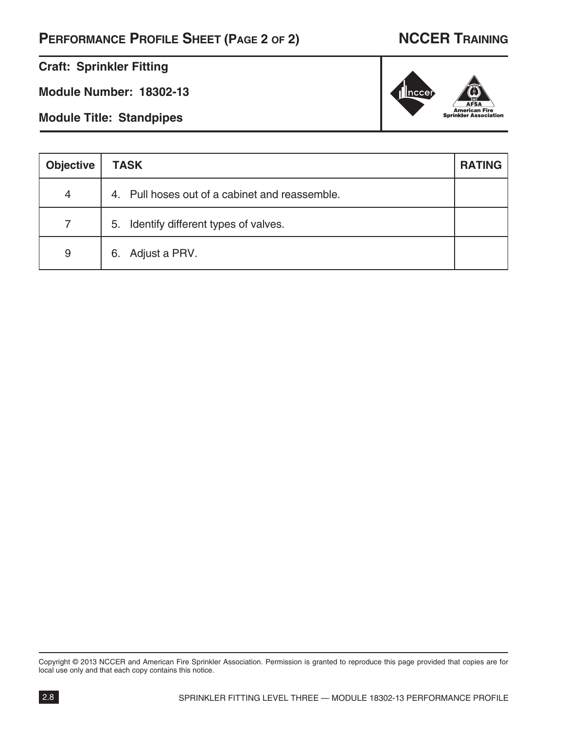# Performance Profile Sheet (Page 2 of 2)

## NCCER Training

**Craft: Sprinkler Fitting**

**Module Number: 18302-13**

**Module Title: Standpipes**

| Objective | TASK | RATING |
|---|---|---|
| 4 | 4. Pull hoses out of a cabinet and reassemble. | |
| 7 | 5. Identify different types of valves. | |
| 9 | 6. Adjust a PRV. | |

Copyright © 2013 NCCER and American Fire Sprinkler Association. Permission is granted to reproduce this page provided that copies are for local use only and that each copy contains this notice.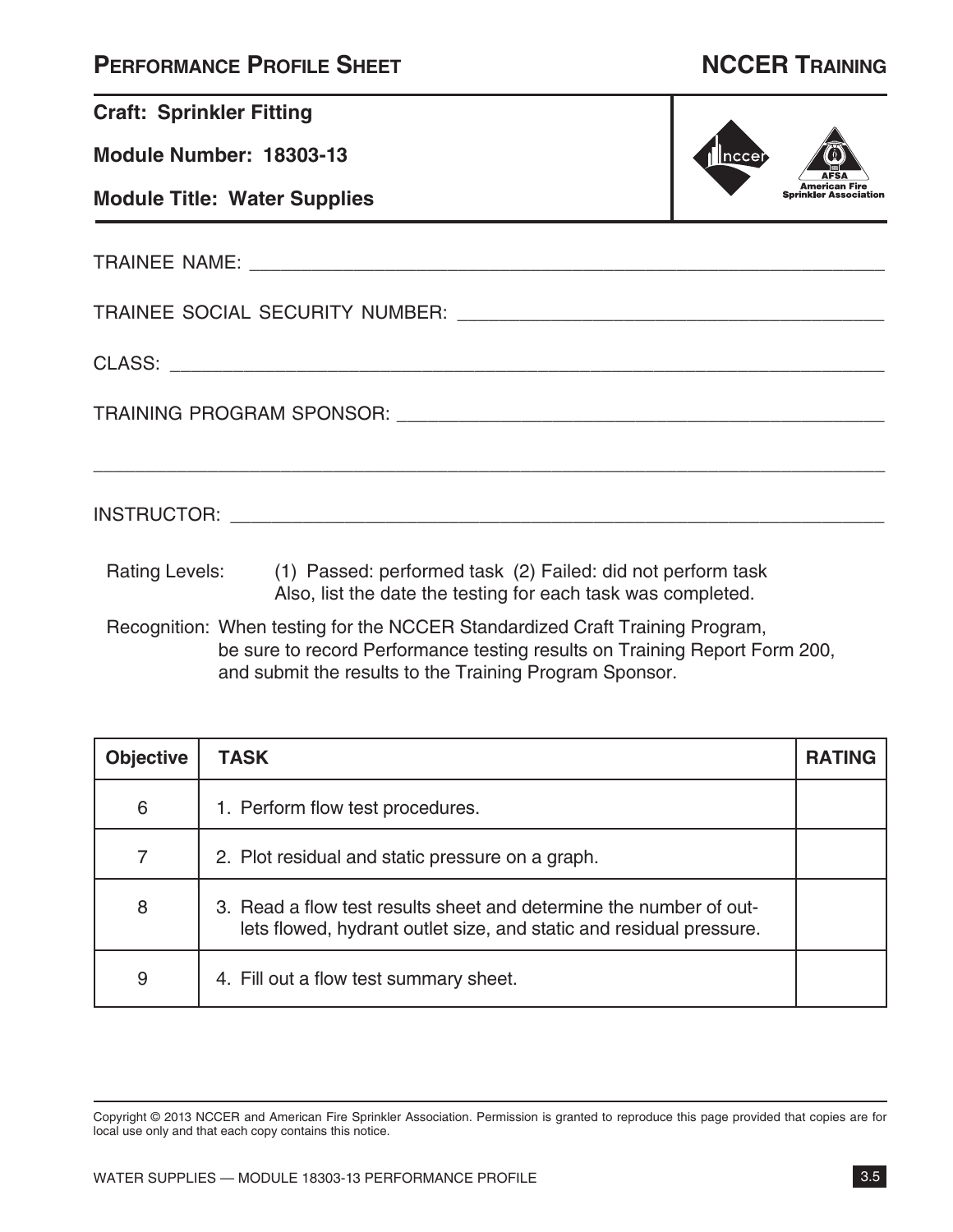# Performance Profile Sheet

## NCCER Training

**Craft: Sprinkler Fitting**

**Module Number: 18303-13**

**Module Title: Water Supplies**

TRAINEE NAME: ____________________________________________

TRAINEE SOCIAL SECURITY NUMBER: ____________________________

CLASS: ____________________________________________

TRAINING PROGRAM SPONSOR: ________________________________

____________________________________________

INSTRUCTOR: ____________________________________________

Rating Levels: (1) Passed: performed task (2) Failed: did not perform task
Also, list the date the testing for each task was completed.

Recognition: When testing for the NCCER Standardized Craft Training Program, be sure to record Performance testing results on Training Report Form 200, and submit the results to the Training Program Sponsor.

| Objective | TASK | RATING |
|---|---|---|
| 6 | 1. Perform flow test procedures. | |
| 7 | 2. Plot residual and static pressure on a graph. | |
| 8 | 3. Read a flow test results sheet and determine the number of outlets flowed, hydrant outlet size, and static and residual pressure. | |
| 9 | 4. Fill out a flow test summary sheet. | |

Copyright © 2013 NCCER and American Fire Sprinkler Association. Permission is granted to reproduce this page provided that copies are for local use only and that each copy contains this notice.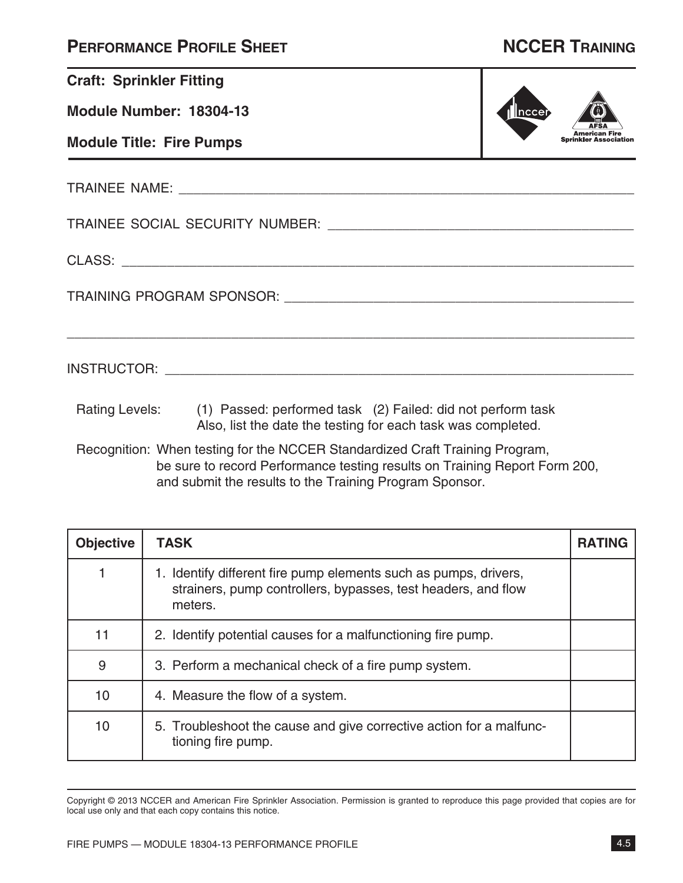# PERFORMANCE PROFILE SHEET

## NCCER TRAINING

**Craft: Sprinkler Fitting**

**Module Number: 18304-13**

**Module Title: Fire Pumps**

TRAINEE NAME: ____________________________________________

TRAINEE SOCIAL SECURITY NUMBER: ____________________________

CLASS: _________________________________________________

TRAINING PROGRAM SPONSOR: __________________________________

________________________________________________________

INSTRUCTOR: ____________________________________________

Rating Levels: (1) Passed: performed task (2) Failed: did not perform task
Also, list the date the testing for each task was completed.

Recognition: When testing for the NCCER Standardized Craft Training Program, be sure to record Performance testing results on Training Report Form 200, and submit the results to the Training Program Sponsor.

| Objective | TASK | RATING |
|---|---|---|
| 1 | 1. Identify different fire pump elements such as pumps, drivers, strainers, pump controllers, bypasses, test headers, and flow meters. | |
| 11 | 2. Identify potential causes for a malfunctioning fire pump. | |
| 9 | 3. Perform a mechanical check of a fire pump system. | |
| 10 | 4. Measure the flow of a system. | |
| 10 | 5. Troubleshoot the cause and give corrective action for a malfunctioning fire pump. | |

Copyright © 2013 NCCER and American Fire Sprinkler Association. Permission is granted to reproduce this page provided that copies are for local use only and that each copy contains this notice.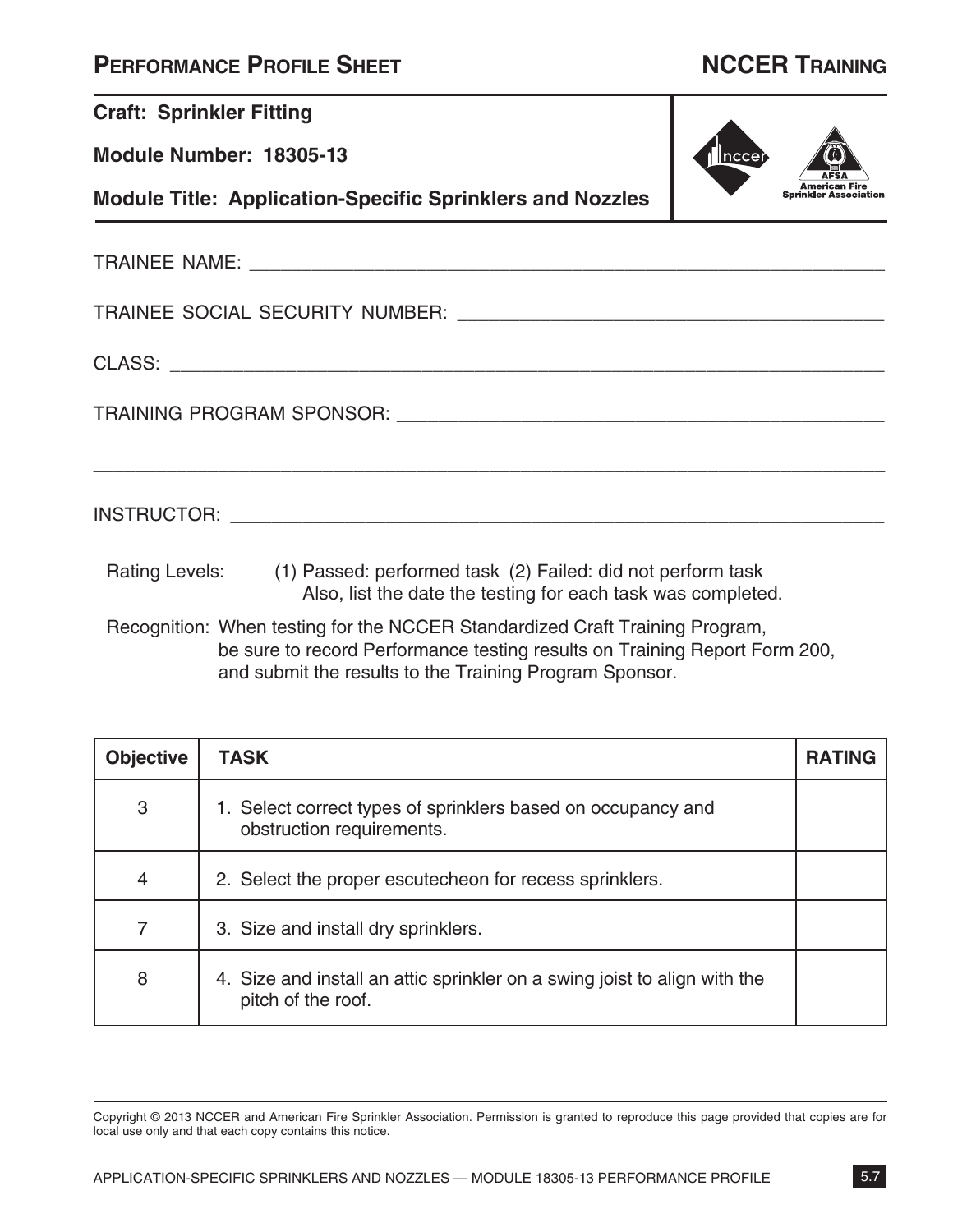# Performance Profile Sheet

## NCCER Training

**Craft: Sprinkler Fitting**

**Module Number: 18305-13**

**Module Title: Application-Specific Sprinklers and Nozzles**

TRAINEE NAME: ____________________________________________

TRAINEE SOCIAL SECURITY NUMBER: ____________________________________________

CLASS: ____________________________________________

TRAINING PROGRAM SPONSOR: ____________________________________________

____________________________________________

INSTRUCTOR: ____________________________________________

Rating Levels: (1) Passed: performed task (2) Failed: did not perform task
Also, list the date the testing for each task was completed.

Recognition: When testing for the NCCER Standardized Craft Training Program, be sure to record Performance testing results on Training Report Form 200, and submit the results to the Training Program Sponsor.

| Objective | TASK | RATING |
|---|---|---|
| 3 | 1. Select correct types of sprinklers based on occupancy and obstruction requirements. | |
| 4 | 2. Select the proper escutecheon for recess sprinklers. | |
| 7 | 3. Size and install dry sprinklers. | |
| 8 | 4. Size and install an attic sprinkler on a swing joist to align with the pitch of the roof. | |

Copyright © 2013 NCCER and American Fire Sprinkler Association. Permission is granted to reproduce this page provided that copies are for local use only and that each copy contains this notice.